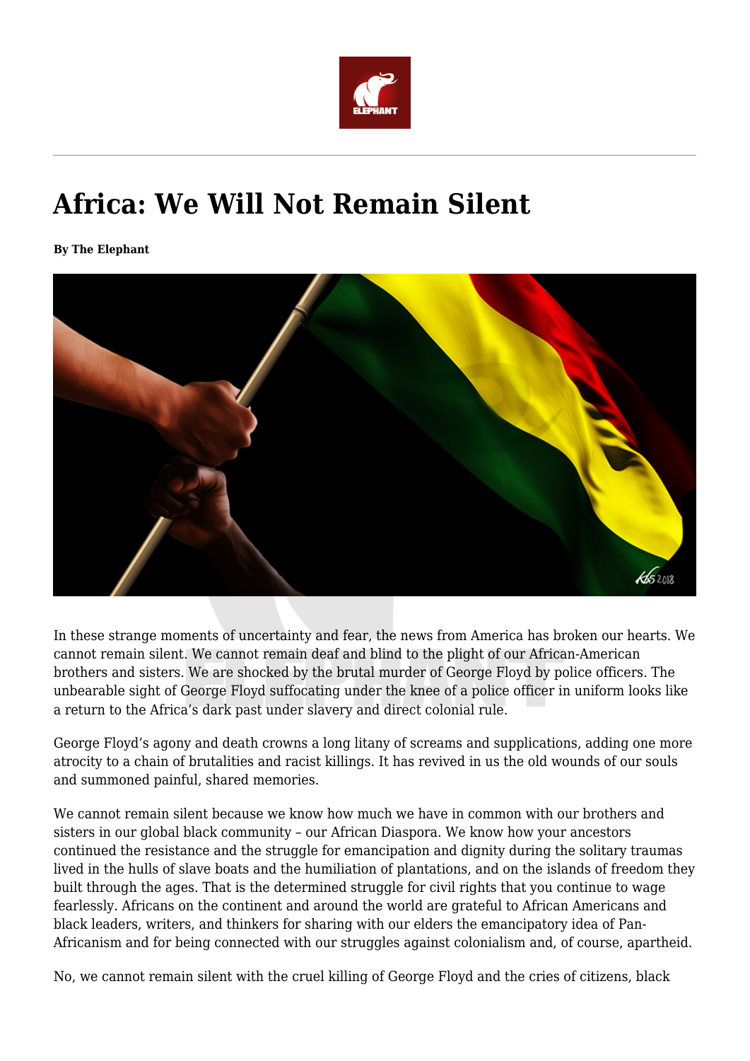# Africa: We Will Not Remain Silent

**By The Elephant**

In these strange moments of uncertainty and fear, the news from America has broken our hearts. We cannot remain silent. We cannot remain deaf and blind to the plight of our African-American brothers and sisters. We are shocked by the brutal murder of George Floyd by police officers. The unbearable sight of George Floyd suffocating under the knee of a police officer in uniform looks like a return to the Africa's dark past under slavery and direct colonial rule.

George Floyd's agony and death crowns a long litany of screams and supplications, adding one more atrocity to a chain of brutalities and racist killings. It has revived in us the old wounds of our souls and summoned painful, shared memories.

We cannot remain silent because we know how much we have in common with our brothers and sisters in our global black community – our African Diaspora. We know how your ancestors continued the resistance and the struggle for emancipation and dignity during the solitary traumas lived in the hulls of slave boats and the humiliation of plantations, and on the islands of freedom they built through the ages. That is the determined struggle for civil rights that you continue to wage fearlessly. Africans on the continent and around the world are grateful to African Americans and black leaders, writers, and thinkers for sharing with our elders the emancipatory idea of Pan-Africanism and for being connected with our struggles against colonialism and, of course, apartheid.

No, we cannot remain silent with the cruel killing of George Floyd and the cries of citizens, black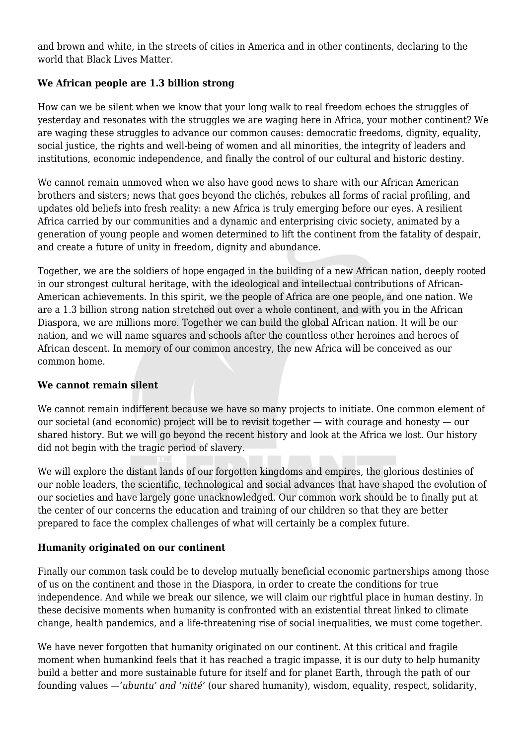and brown and white, in the streets of cities in America and in other continents, declaring to the world that Black Lives Matter.

### We African people are 1.3 billion strong

How can we be silent when we know that your long walk to real freedom echoes the struggles of yesterday and resonates with the struggles we are waging here in Africa, your mother continent? We are waging these struggles to advance our common causes: democratic freedoms, dignity, equality, social justice, the rights and well-being of women and all minorities, the integrity of leaders and institutions, economic independence, and finally the control of our cultural and historic destiny.

We cannot remain unmoved when we also have good news to share with our African American brothers and sisters; news that goes beyond the clichés, rebukes all forms of racial profiling, and updates old beliefs into fresh reality: a new Africa is truly emerging before our eyes. A resilient Africa carried by our communities and a dynamic and enterprising civic society, animated by a generation of young people and women determined to lift the continent from the fatality of despair, and create a future of unity in freedom, dignity and abundance.

Together, we are the soldiers of hope engaged in the building of a new African nation, deeply rooted in our strongest cultural heritage, with the ideological and intellectual contributions of African-American achievements. In this spirit, we the people of Africa are one people, and one nation. We are a 1.3 billion strong nation stretched out over a whole continent, and with you in the African Diaspora, we are millions more. Together we can build the global African nation. It will be our nation, and we will name squares and schools after the countless other heroines and heroes of African descent. In memory of our common ancestry, the new Africa will be conceived as our common home.

### We cannot remain silent

We cannot remain indifferent because we have so many projects to initiate. One common element of our societal (and economic) project will be to revisit together — with courage and honesty — our shared history. But we will go beyond the recent history and look at the Africa we lost. Our history did not begin with the tragic period of slavery.

We will explore the distant lands of our forgotten kingdoms and empires, the glorious destinies of our noble leaders, the scientific, technological and social advances that have shaped the evolution of our societies and have largely gone unacknowledged. Our common work should be to finally put at the center of our concerns the education and training of our children so that they are better prepared to face the complex challenges of what will certainly be a complex future.

### Humanity originated on our continent

Finally our common task could be to develop mutually beneficial economic partnerships among those of us on the continent and those in the Diaspora, in order to create the conditions for true independence. And while we break our silence, we will claim our rightful place in human destiny. In these decisive moments when humanity is confronted with an existential threat linked to climate change, health pandemics, and a life-threatening rise of social inequalities, we must come together.

We have never forgotten that humanity originated on our continent. At this critical and fragile moment when humankind feels that it has reached a tragic impasse, it is our duty to help humanity build a better and more sustainable future for itself and for planet Earth, through the path of our founding values —'*ubuntu' and 'nitté'* (our shared humanity), wisdom, equality, respect, solidarity,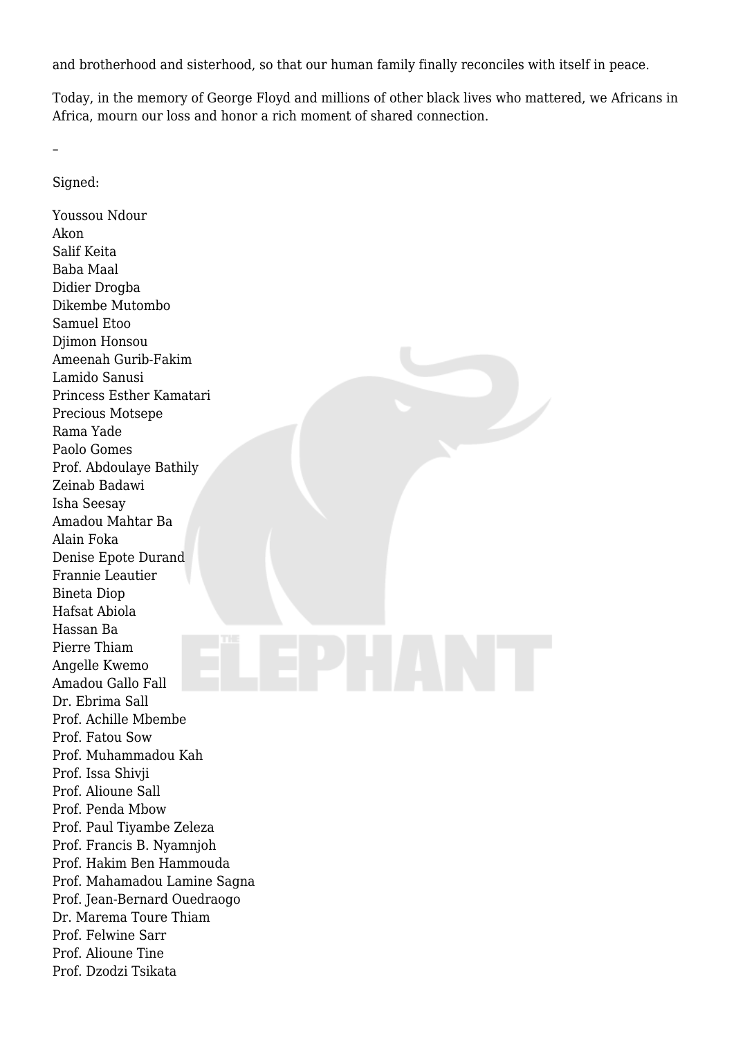and brotherhood and sisterhood, so that our human family finally reconciles with itself in peace.

Today, in the memory of George Floyd and millions of other black lives who mattered, we Africans in Africa, mourn our loss and honor a rich moment of shared connection.

–

Signed:

Youssou Ndour  
Akon  
Salif Keita  
Baba Maal  
Didier Drogba  
Dikembe Mutombo  
Samuel Etoo  
Djimon Honsou  
Ameenah Gurib-Fakim  
Lamido Sanusi  
Princess Esther Kamatari  
Precious Motsepe  
Rama Yade  
Paolo Gomes  
Prof. Abdoulaye Bathily  
Zeinab Badawi  
Isha Seesay  
Amadou Mahtar Ba  
Alain Foka  
Denise Epote Durand  
Frannie Leautier  
Bineta Diop  
Hafsat Abiola  
Hassan Ba  
Pierre Thiam  
Angelle Kwemo  
Amadou Gallo Fall  
Dr. Ebrima Sall  
Prof. Achille Mbembe  
Prof. Fatou Sow  
Prof. Muhammadou Kah  
Prof. Issa Shivji  
Prof. Alioune Sall  
Prof. Penda Mbow  
Prof. Paul Tiyambe Zeleza  
Prof. Francis B. Nyamnjoh  
Prof. Hakim Ben Hammouda  
Prof. Mahamadou Lamine Sagna  
Prof. Jean-Bernard Ouedraogo  
Dr. Marema Toure Thiam  
Prof. Felwine Sarr  
Prof. Alioune Tine  
Prof. Dzodzi Tsikata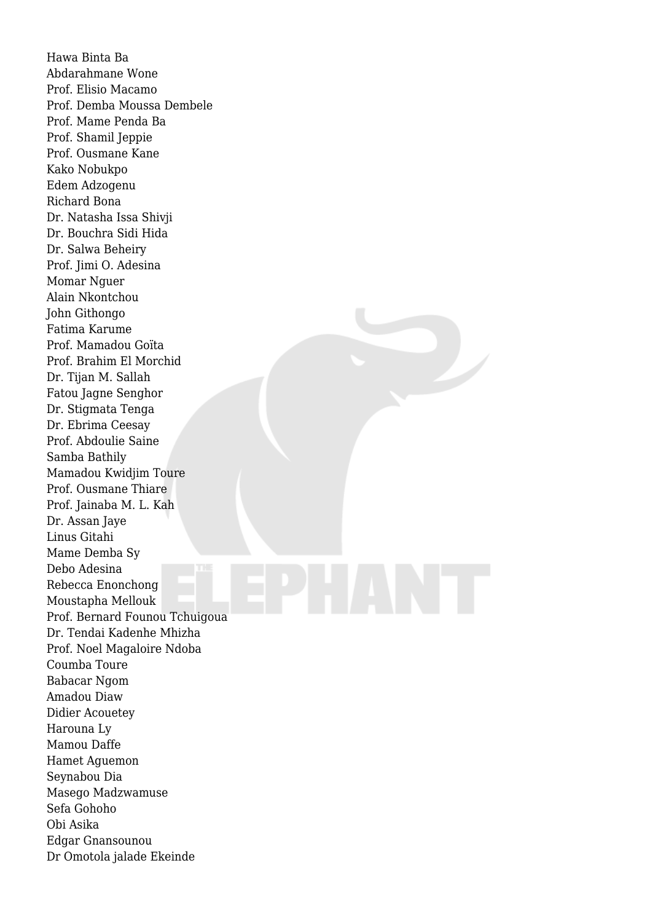Hawa Binta Ba
Abdarahmane Wone
Prof. Elisio Macamo
Prof. Demba Moussa Dembele
Prof. Mame Penda Ba
Prof. Shamil Jeppie
Prof. Ousmane Kane
Kako Nobukpo
Edem Adzogenu
Richard Bona
Dr. Natasha Issa Shivji
Dr. Bouchra Sidi Hida
Dr. Salwa Beheiry
Prof. Jimi O. Adesina
Momar Nguer
Alain Nkontchou
John Githongo
Fatima Karume
Prof. Mamadou Goïta
Prof. Brahim El Morchid
Dr. Tijan M. Sallah
Fatou Jagne Senghor
Dr. Stigmata Tenga
Dr. Ebrima Ceesay
Prof. Abdoulie Saine
Samba Bathily
Mamadou Kwidjim Toure
Prof. Ousmane Thiare
Prof. Jainaba M. L. Kah
Dr. Assan Jaye
Linus Gitahi
Mame Demba Sy
Debo Adesina
Rebecca Enonchong
Moustapha Mellouk
Prof. Bernard Founou Tchuigoua
Dr. Tendai Kadenhe Mhizha
Prof. Noel Magaloire Ndoba
Coumba Toure
Babacar Ngom
Amadou Diaw
Didier Acouetey
Harouna Ly
Mamou Daffe
Hamet Aguemon
Seynabou Dia
Masego Madzwamuse
Sefa Gohoho
Obi Asika
Edgar Gnansounou
Dr Omotola jalade Ekeinde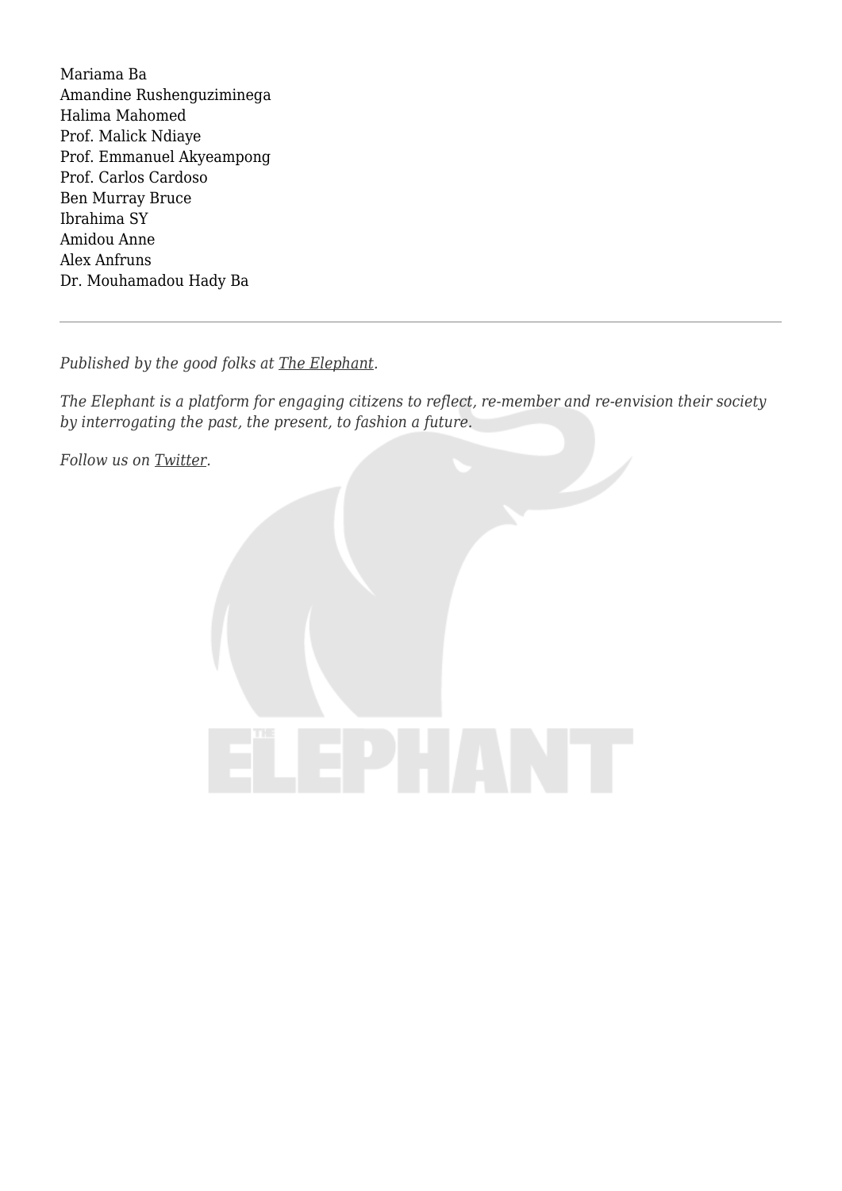Mariama Ba
Amandine Rushenguziminega
Halima Mahomed
Prof. Malick Ndiaye
Prof. Emmanuel Akyeampong
Prof. Carlos Cardoso
Ben Murray Bruce
Ibrahima SY
Amidou Anne
Alex Anfruns
Dr. Mouhamadou Hady Ba

---

*Published by the good folks at The Elephant.*

*The Elephant is a platform for engaging citizens to reflect, re-member and re-envision their society by interrogating the past, the present, to fashion a future.*

*Follow us on Twitter.*